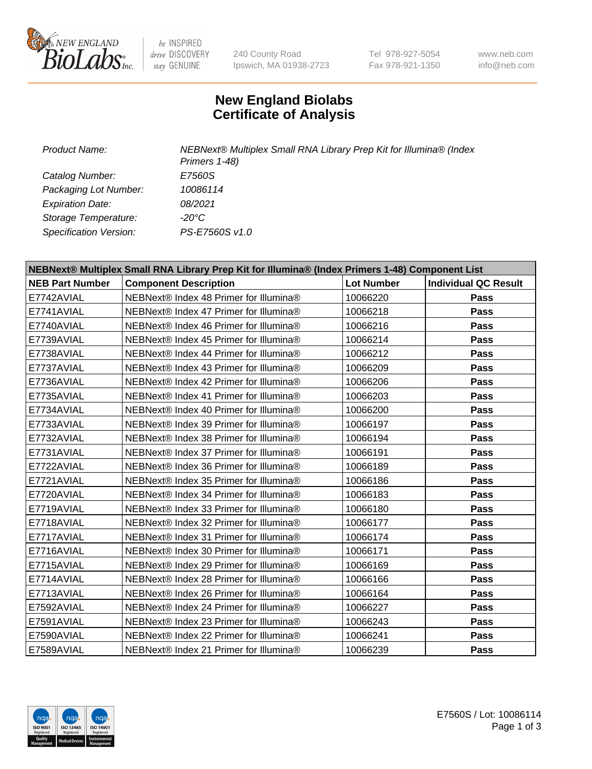240 County Road
Ipswich, MA 01938-2723

Tel 978-927-5054
Fax 978-921-1350

www.neb.com
info@neb.com

# New England Biolabs
# Certificate of Analysis

| | |
|---|---|
| *Product Name:* | *NEBNext® Multiplex Small RNA Library Prep Kit for Illumina® (Index Primers 1-48)* |
| *Catalog Number:* | *E7560S* |
| *Packaging Lot Number:* | *10086114* |
| *Expiration Date:* | *08/2021* |
| *Storage Temperature:* | *-20°C* |
| *Specification Version:* | *PS-E7560S v1.0* |

| NEBNext® Multiplex Small RNA Library Prep Kit for Illumina® (Index Primers 1-48) Component List | | | |
|---|---|---|---|
| **NEB Part Number** | **Component Description** | **Lot Number** | **Individual QC Result** |
| E7742AVIAL | NEBNext® Index 48 Primer for Illumina® | 10066220 | **Pass** |
| E7741AVIAL | NEBNext® Index 47 Primer for Illumina® | 10066218 | **Pass** |
| E7740AVIAL | NEBNext® Index 46 Primer for Illumina® | 10066216 | **Pass** |
| E7739AVIAL | NEBNext® Index 45 Primer for Illumina® | 10066214 | **Pass** |
| E7738AVIAL | NEBNext® Index 44 Primer for Illumina® | 10066212 | **Pass** |
| E7737AVIAL | NEBNext® Index 43 Primer for Illumina® | 10066209 | **Pass** |
| E7736AVIAL | NEBNext® Index 42 Primer for Illumina® | 10066206 | **Pass** |
| E7735AVIAL | NEBNext® Index 41 Primer for Illumina® | 10066203 | **Pass** |
| E7734AVIAL | NEBNext® Index 40 Primer for Illumina® | 10066200 | **Pass** |
| E7733AVIAL | NEBNext® Index 39 Primer for Illumina® | 10066197 | **Pass** |
| E7732AVIAL | NEBNext® Index 38 Primer for Illumina® | 10066194 | **Pass** |
| E7731AVIAL | NEBNext® Index 37 Primer for Illumina® | 10066191 | **Pass** |
| E7722AVIAL | NEBNext® Index 36 Primer for Illumina® | 10066189 | **Pass** |
| E7721AVIAL | NEBNext® Index 35 Primer for Illumina® | 10066186 | **Pass** |
| E7720AVIAL | NEBNext® Index 34 Primer for Illumina® | 10066183 | **Pass** |
| E7719AVIAL | NEBNext® Index 33 Primer for Illumina® | 10066180 | **Pass** |
| E7718AVIAL | NEBNext® Index 32 Primer for Illumina® | 10066177 | **Pass** |
| E7717AVIAL | NEBNext® Index 31 Primer for Illumina® | 10066174 | **Pass** |
| E7716AVIAL | NEBNext® Index 30 Primer for Illumina® | 10066171 | **Pass** |
| E7715AVIAL | NEBNext® Index 29 Primer for Illumina® | 10066169 | **Pass** |
| E7714AVIAL | NEBNext® Index 28 Primer for Illumina® | 10066166 | **Pass** |
| E7713AVIAL | NEBNext® Index 26 Primer for Illumina® | 10066164 | **Pass** |
| E7592AVIAL | NEBNext® Index 24 Primer for Illumina® | 10066227 | **Pass** |
| E7591AVIAL | NEBNext® Index 23 Primer for Illumina® | 10066243 | **Pass** |
| E7590AVIAL | NEBNext® Index 22 Primer for Illumina® | 10066241 | **Pass** |
| E7589AVIAL | NEBNext® Index 21 Primer for Illumina® | 10066239 | **Pass** |

E7560S / Lot: 10086114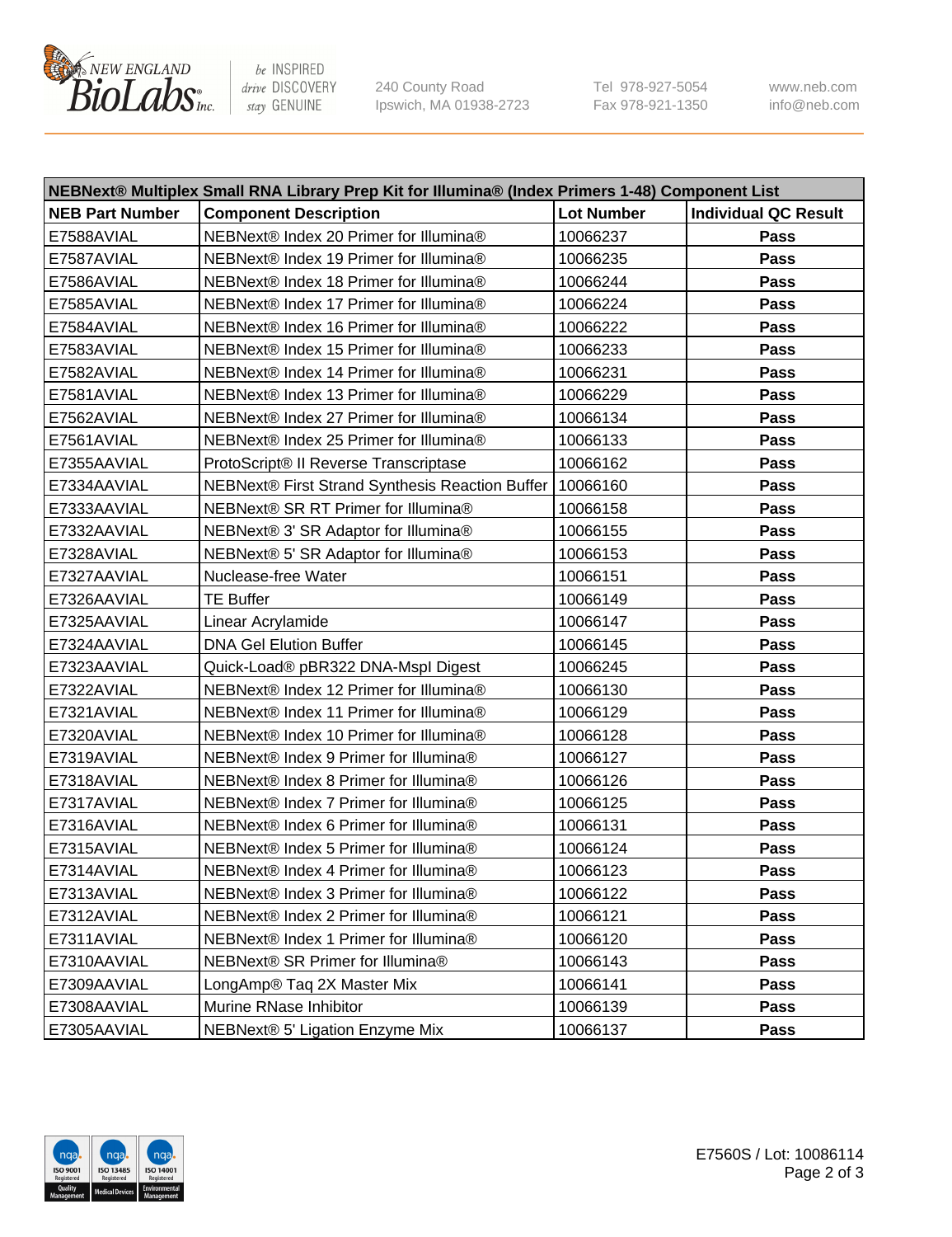| NEBNext® Multiplex Small RNA Library Prep Kit for Illumina® (Index Primers 1-48) Component List | | | |
|---|---|---|---|
| **NEB Part Number** | **Component Description** | **Lot Number** | **Individual QC Result** |
| E7588AVIAL | NEBNext® Index 20 Primer for Illumina® | 10066237 | **Pass** |
| E7587AVIAL | NEBNext® Index 19 Primer for Illumina® | 10066235 | **Pass** |
| E7586AVIAL | NEBNext® Index 18 Primer for Illumina® | 10066244 | **Pass** |
| E7585AVIAL | NEBNext® Index 17 Primer for Illumina® | 10066224 | **Pass** |
| E7584AVIAL | NEBNext® Index 16 Primer for Illumina® | 10066222 | **Pass** |
| E7583AVIAL | NEBNext® Index 15 Primer for Illumina® | 10066233 | **Pass** |
| E7582AVIAL | NEBNext® Index 14 Primer for Illumina® | 10066231 | **Pass** |
| E7581AVIAL | NEBNext® Index 13 Primer for Illumina® | 10066229 | **Pass** |
| E7562AVIAL | NEBNext® Index 27 Primer for Illumina® | 10066134 | **Pass** |
| E7561AVIAL | NEBNext® Index 25 Primer for Illumina® | 10066133 | **Pass** |
| E7355AAVIAL | ProtoScript® II Reverse Transcriptase | 10066162 | **Pass** |
| E7334AAVIAL | NEBNext® First Strand Synthesis Reaction Buffer | 10066160 | **Pass** |
| E7333AAVIAL | NEBNext® SR RT Primer for Illumina® | 10066158 | **Pass** |
| E7332AAVIAL | NEBNext® 3' SR Adaptor for Illumina® | 10066155 | **Pass** |
| E7328AVIAL | NEBNext® 5' SR Adaptor for Illumina® | 10066153 | **Pass** |
| E7327AAVIAL | Nuclease-free Water | 10066151 | **Pass** |
| E7326AAVIAL | TE Buffer | 10066149 | **Pass** |
| E7325AAVIAL | Linear Acrylamide | 10066147 | **Pass** |
| E7324AAVIAL | DNA Gel Elution Buffer | 10066145 | **Pass** |
| E7323AAVIAL | Quick-Load® pBR322 DNA-MspI Digest | 10066245 | **Pass** |
| E7322AVIAL | NEBNext® Index 12 Primer for Illumina® | 10066130 | **Pass** |
| E7321AVIAL | NEBNext® Index 11 Primer for Illumina® | 10066129 | **Pass** |
| E7320AVIAL | NEBNext® Index 10 Primer for Illumina® | 10066128 | **Pass** |
| E7319AVIAL | NEBNext® Index 9 Primer for Illumina® | 10066127 | **Pass** |
| E7318AVIAL | NEBNext® Index 8 Primer for Illumina® | 10066126 | **Pass** |
| E7317AVIAL | NEBNext® Index 7 Primer for Illumina® | 10066125 | **Pass** |
| E7316AVIAL | NEBNext® Index 6 Primer for Illumina® | 10066131 | **Pass** |
| E7315AVIAL | NEBNext® Index 5 Primer for Illumina® | 10066124 | **Pass** |
| E7314AVIAL | NEBNext® Index 4 Primer for Illumina® | 10066123 | **Pass** |
| E7313AVIAL | NEBNext® Index 3 Primer for Illumina® | 10066122 | **Pass** |
| E7312AVIAL | NEBNext® Index 2 Primer for Illumina® | 10066121 | **Pass** |
| E7311AVIAL | NEBNext® Index 1 Primer for Illumina® | 10066120 | **Pass** |
| E7310AAVIAL | NEBNext® SR Primer for Illumina® | 10066143 | **Pass** |
| E7309AAVIAL | LongAmp® Taq 2X Master Mix | 10066141 | **Pass** |
| E7308AAVIAL | Murine RNase Inhibitor | 10066139 | **Pass** |
| E7305AAVIAL | NEBNext® 5' Ligation Enzyme Mix | 10066137 | **Pass** |

E7560S / Lot: 10086114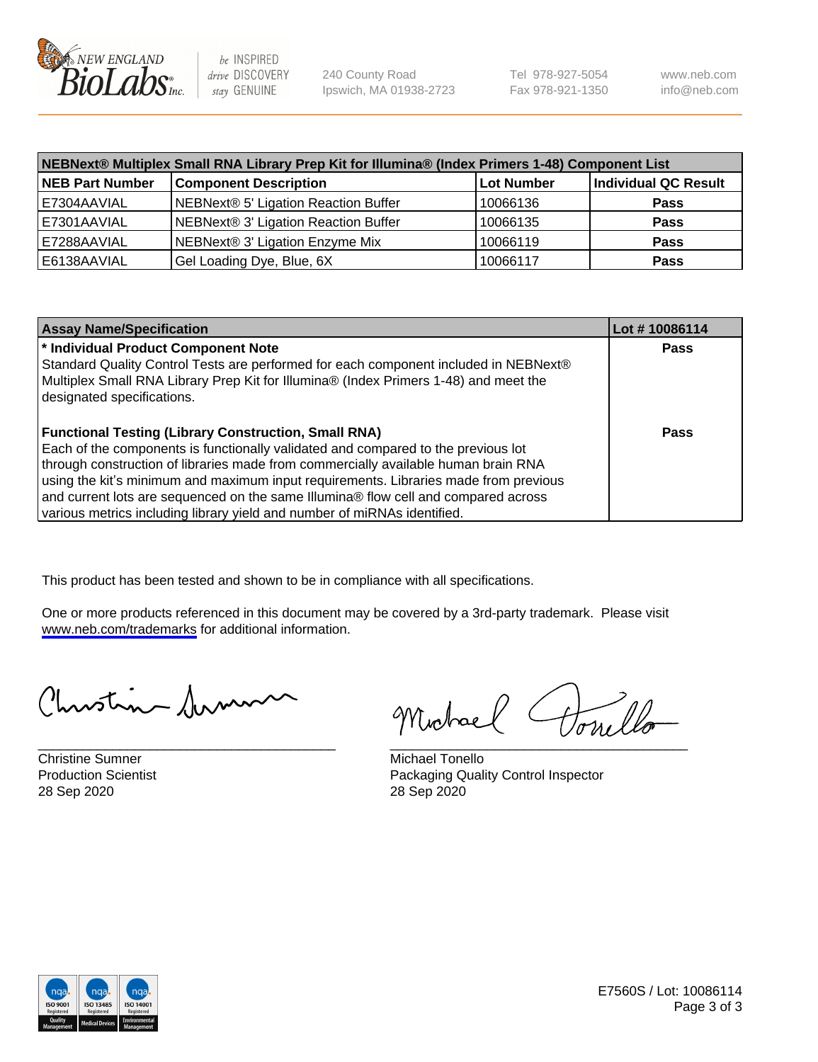New England BioLabs Inc. — be INSPIRED drive DISCOVERY stay GENUINE

240 County Road
Ipswich, MA 01938-2723

Tel 978-927-5054
Fax 978-921-1350

www.neb.com
info@neb.com

| NEBNext® Multiplex Small RNA Library Prep Kit for Illumina® (Index Primers 1-48) Component List | | | |
|---|---|---|---|
| **NEB Part Number** | **Component Description** | **Lot Number** | **Individual QC Result** |
| E7304AAVIAL | NEBNext® 5' Ligation Reaction Buffer | 10066136 | **Pass** |
| E7301AAVIAL | NEBNext® 3' Ligation Reaction Buffer | 10066135 | **Pass** |
| E7288AAVIAL | NEBNext® 3' Ligation Enzyme Mix | 10066119 | **Pass** |
| E6138AAVIAL | Gel Loading Dye, Blue, 6X | 10066117 | **Pass** |

| Assay Name/Specification | Lot # 10086114 |
|---|---|
| **\* Individual Product Component Note**<br>Standard Quality Control Tests are performed for each component included in NEBNext® Multiplex Small RNA Library Prep Kit for Illumina® (Index Primers 1-48) and meet the designated specifications. | **Pass** |
| **Functional Testing (Library Construction, Small RNA)**<br>Each of the components is functionally validated and compared to the previous lot through construction of libraries made from commercially available human brain RNA using the kit's minimum and maximum input requirements. Libraries made from previous and current lots are sequenced on the same Illumina® flow cell and compared across various metrics including library yield and number of miRNAs identified. | **Pass** |

This product has been tested and shown to be in compliance with all specifications.

One or more products referenced in this document may be covered by a 3rd-party trademark. Please visit www.neb.com/trademarks for additional information.

Christine Sumner
Production Scientist
28 Sep 2020

Michael Tonello
Packaging Quality Control Inspector
28 Sep 2020

E7560S / Lot: 10086114